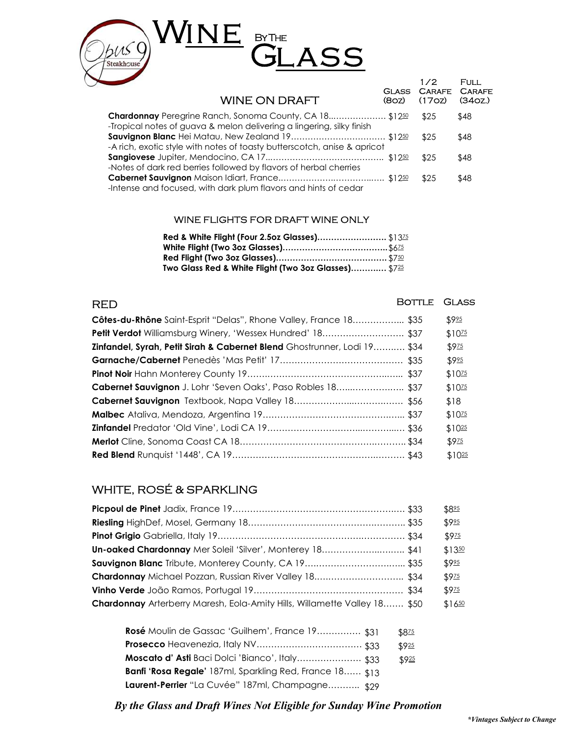# Wine By The Glass

Opus 9 Steakhouse

## WINE ON DRAFT

| Wine | Glass (8oz) | 1/2 Carafe (17oz) | Full Carafe (34oz.) |
|---|---|---|---|
| **Chardonnay** Peregrine Ranch, Sonoma County, CA 18<br>-Tropical notes of guava & melon delivering a lingering, silky finish | $12.50 | $25 | $48 |
| **Sauvignon Blanc** Hei Matau, New Zealand 19<br>-A rich, exotic style with notes of toasty butterscotch, anise & apricot | $12.50 | $25 | $48 |
| **Sangiovese** Jupiter, Mendocino, CA 17<br>-Notes of dark red berries followed by flavors of herbal cherries | $12.50 | $25 | $48 |
| **Cabernet Sauvignon** Maison Idiart, France<br>-Intense and focused, with dark plum flavors and hints of cedar | $12.50 | $25 | $48 |

### WINE FLIGHTS FOR DRAFT WINE ONLY

| Flight | Price |
|---|---|
| **Red & White Flight (Four 2.5oz Glasses)** | $13.75 |
| **White Flight (Two 3oz Glasses)** | $6.75 |
| **Red Flight (Two 3oz Glasses)** | $7.50 |
| **Two Glass Red & White Flight (Two 3oz Glasses)** | $7.25 |

## RED

| Wine | Bottle | Glass |
|---|---|---|
| **Côtes-du-Rhône** Saint-Esprit "Delas", Rhone Valley, France 18 | $35 | $9.95 |
| **Petit Verdot** Williamsburg Winery, 'Wessex Hundred' 18 | $37 | $10.75 |
| **Zinfandel, Syrah, Petit Sirah & Cabernet Blend** Ghostrunner, Lodi 19 | $34 | $9.75 |
| **Garnache/Cabernet** Penedès 'Mas Petit' 17 | $35 | $9.95 |
| **Pinot Noir** Hahn Monterey County 19 | $37 | $10.75 |
| **Cabernet Sauvignon** J. Lohr 'Seven Oaks', Paso Robles 18 | $37 | $10.75 |
| **Cabernet Sauvignon** Textbook, Napa Valley 18 | $56 | $18 |
| **Malbec** Ataliva, Mendoza, Argentina 19 | $37 | $10.75 |
| **Zinfandel** Predator 'Old Vine', Lodi CA 19 | $36 | $10.25 |
| **Merlot** Cline, Sonoma Coast CA 18 | $34 | $9.75 |
| **Red Blend** Runquist '1448', CA 19 | $43 | $10.25 |

## WHITE, ROSÉ & SPARKLING

| Wine | Bottle | Glass |
|---|---|---|
| **Picpoul de Pinet** Jadix, France 19 | $33 | $8.95 |
| **Riesling** HighDef, Mosel, Germany 18 | $35 | $9.95 |
| **Pinot Grigio** Gabriella, Italy 19 | $34 | $9.75 |
| **Un-oaked Chardonnay** Mer Soleil 'Silver', Monterey 18 | $41 | $13.50 |
| **Sauvignon Blanc** Tribute, Monterey County, CA 19 | $35 | $9.95 |
| **Chardonnay** Michael Pozzan, Russian River Valley 18 | $34 | $9.75 |
| **Vinho Verde** João Ramos, Portugal 19 | $34 | $9.75 |
| **Chardonnay** Arterberry Maresh, Eola-Amity Hills, Willamette Valley 18 | $50 | $16.50 |

| Wine | Bottle | Glass |
|---|---|---|
| **Rosé** Moulin de Gassac 'Guilhem', France 19 | $31 | $8.75 |
| **Prosecco** Heavenezia, Italy NV | $33 | $9.25 |
| **Moscato d' Asti** Baci Dolci 'Bianco', Italy | $33 | $9.25 |
| **Banfi 'Rosa Regale'** 187ml, Sparkling Red, France 18 | $13 | |
| **Laurent-Perrier** "La Cuvée" 187ml, Champagne | $29 | |

***By the Glass and Draft Wines Not Eligible for Sunday Wine Promotion***

****Vintages Subject to Change***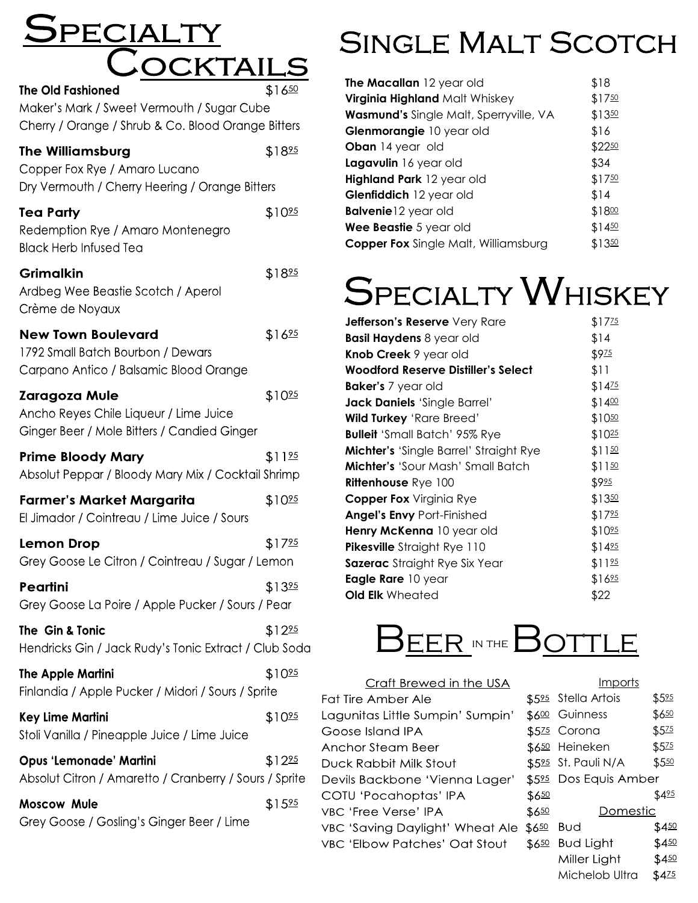# Specialty Cocktails

**The Old Fashioned** — $16.50
Maker's Mark / Sweet Vermouth / Sugar Cube
Cherry / Orange / Shrub & Co. Blood Orange Bitters

**The Williamsburg** — $18.95
Copper Fox Rye / Amaro Lucano
Dry Vermouth / Cherry Heering / Orange Bitters

**Tea Party** — $10.95
Redemption Rye / Amaro Montenegro
Black Herb Infused Tea

**Grimalkin** — $18.95
Ardbeg Wee Beastie Scotch / Aperol
Crème de Noyaux

**New Town Boulevard** — $16.95
1792 Small Batch Bourbon / Dewars
Carpano Antico / Balsamic Blood Orange

**Zaragoza Mule** — $10.95
Ancho Reyes Chile Liqueur / Lime Juice
Ginger Beer / Mole Bitters / Candied Ginger

**Prime Bloody Mary** — $11.95
Absolut Peppar / Bloody Mary Mix / Cocktail Shrimp

**Farmer's Market Margarita** — $10.95
El Jimador / Cointreau / Lime Juice / Sours

**Lemon Drop** — $17.95
Grey Goose Le Citron / Cointreau / Sugar / Lemon

**Peartini** — $13.95
Grey Goose La Poire / Apple Pucker / Sours / Pear

**The Gin & Tonic** — $12.95
Hendricks Gin / Jack Rudy's Tonic Extract / Club Soda

**The Apple Martini** — $10.95
Finlandia / Apple Pucker / Midori / Sours / Sprite

**Key Lime Martini** — $10.95
Stoli Vanilla / Pineapple Juice / Lime Juice

**Opus 'Lemonade' Martini** — $12.95
Absolut Citron / Amaretto / Cranberry / Sours / Sprite

**Moscow Mule** — $15.95
Grey Goose / Gosling's Ginger Beer / Lime

# Single Malt Scotch

| Scotch | Price |
|---|---|
| **The Macallan** 12 year old | $18 |
| **Virginia Highland** Malt Whiskey | $17.50 |
| **Wasmund's** Single Malt, Sperryville, VA | $13.50 |
| **Glenmorangie** 10 year old | $16 |
| **Oban** 14 year old | $22.50 |
| **Lagavulin** 16 year old | $34 |
| **Highland Park** 12 year old | $17.50 |
| **Glenfiddich** 12 year old | $14 |
| **Balvenie** 12 year old | $18.00 |
| **Wee Beastie** 5 year old | $14.50 |
| **Copper Fox** Single Malt, Williamsburg | $13.50 |

# Specialty Whiskey

| Whiskey | Price |
|---|---|
| **Jefferson's Reserve** Very Rare | $17.75 |
| **Basil Haydens** 8 year old | $14 |
| **Knob Creek** 9 year old | $9.75 |
| **Woodford Reserve Distiller's Select** | $11 |
| **Baker's** 7 year old | $14.75 |
| **Jack Daniels** 'Single Barrel' | $14.00 |
| **Wild Turkey** 'Rare Breed' | $10.50 |
| **Bulleit** 'Small Batch' 95% Rye | $10.25 |
| **Michter's** 'Single Barrel' Straight Rye | $11.50 |
| **Michter's** 'Sour Mash' Small Batch | $11.50 |
| **Rittenhouse** Rye 100 | $9.95 |
| **Copper Fox** Virginia Rye | $13.50 |
| **Angel's Envy** Port-Finished | $17.95 |
| **Henry McKenna** 10 year old | $10.95 |
| **Pikesville** Straight Rye 110 | $14.95 |
| **Sazerac** Straight Rye Six Year | $11.95 |
| **Eagle Rare** 10 year | $16.95 |
| **Old Elk** Wheated | $22 |

# Beer in the Bottle

## Craft Brewed in the USA

| Beer | Price |
|---|---|
| Fat Tire Amber Ale | $5.95 |
| Lagunitas Little Sumpin' Sumpin' | $6.00 |
| Goose Island IPA | $5.75 |
| Anchor Steam Beer | $6.50 |
| Duck Rabbit Milk Stout | $5.95 |
| Devils Backbone 'Vienna Lager' | $5.95 |
| COTU 'Pocahoptas' IPA | $6.50 |
| VBC 'Free Verse' IPA | $6.50 |
| VBC 'Saving Daylight' Wheat Ale | $6.50 |
| VBC 'Elbow Patches' Oat Stout | $6.50 |

## Imports

| Beer | Price |
|---|---|
| Stella Artois | $5.95 |
| Guinness | $6.50 |
| Corona | $5.75 |
| Heineken | $5.75 |
| St. Pauli N/A | $5.50 |
| Dos Equis Amber | $4.95 |

## Domestic

| Beer | Price |
|---|---|
| Bud | $4.50 |
| Bud Light | $4.50 |
| Miller Light | $4.50 |
| Michelob Ultra | $4.75 |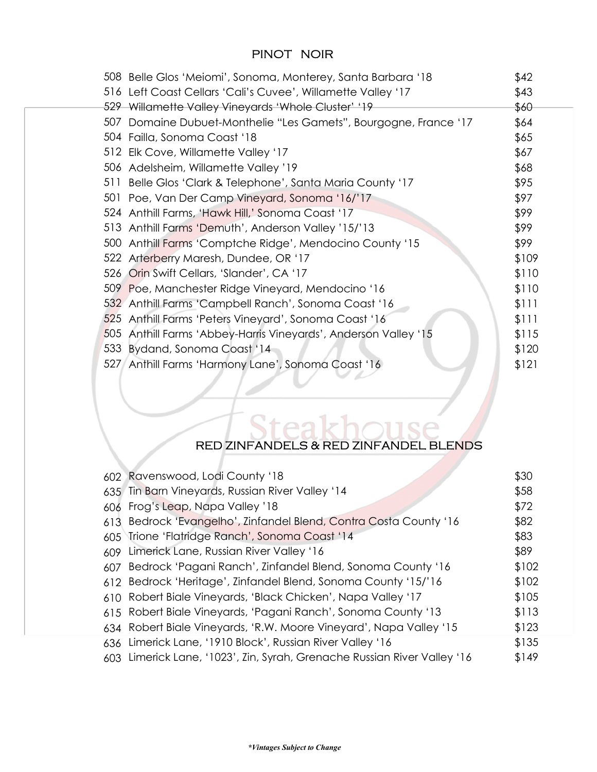## PINOT NOIR

| No. | Wine | Price |
|---|---|---|
| 508 | Belle Glos 'Meiomi', Sonoma, Monterey, Santa Barbara '18 | $42 |
| 516 | Left Coast Cellars 'Cali's Cuvee', Willamette Valley '17 | $43 |
| 529 | Willamette Valley Vineyards 'Whole Cluster' '19 | $60 |
| 507 | Domaine Dubuet-Monthelie "Les Gamets", Bourgogne, France '17 | $64 |
| 504 | Failla, Sonoma Coast '18 | $65 |
| 512 | Elk Cove, Willamette Valley '17 | $67 |
| 506 | Adelsheim, Willamette Valley '19 | $68 |
| 511 | Belle Glos 'Clark & Telephone', Santa Maria County '17 | $95 |
| 501 | Poe, Van Der Camp Vineyard, Sonoma '16/'17 | $97 |
| 524 | Anthill Farms, 'Hawk Hill,' Sonoma Coast '17 | $99 |
| 513 | Anthill Farms 'Demuth', Anderson Valley '15/'13 | $99 |
| 500 | Anthill Farms 'Comptche Ridge', Mendocino County '15 | $99 |
| 522 | Arterberry Maresh, Dundee, OR '17 | $109 |
| 526 | Orin Swift Cellars, 'Slander', CA '17 | $110 |
| 509 | Poe, Manchester Ridge Vineyard, Mendocino '16 | $110 |
| 532 | Anthill Farms 'Campbell Ranch', Sonoma Coast '16 | $111 |
| 525 | Anthill Farms 'Peters Vineyard', Sonoma Coast '16 | $111 |
| 505 | Anthill Farms 'Abbey-Harris Vineyards', Anderson Valley '15 | $115 |
| 533 | Bydand, Sonoma Coast '14 | $120 |
| 527 | Anthill Farms 'Harmony Lane', Sonoma Coast '16 | $121 |

## RED ZINFANDELS & RED ZINFANDEL BLENDS

| No. | Wine | Price |
|---|---|---|
| 602 | Ravenswood, Lodi County '18 | $30 |
| 635 | Tin Barn Vineyards, Russian River Valley '14 | $58 |
| 606 | Frog's Leap, Napa Valley '18 | $72 |
| 613 | Bedrock 'Evangelho', Zinfandel Blend, Contra Costa County '16 | $82 |
| 605 | Trione 'Flatridge Ranch', Sonoma Coast '14 | $83 |
| 609 | Limerick Lane, Russian River Valley '16 | $89 |
| 607 | Bedrock 'Pagani Ranch', Zinfandel Blend, Sonoma County '16 | $102 |
| 612 | Bedrock 'Heritage', Zinfandel Blend, Sonoma County '15/'16 | $102 |
| 610 | Robert Biale Vineyards, 'Black Chicken', Napa Valley '17 | $105 |
| 615 | Robert Biale Vineyards, 'Pagani Ranch', Sonoma County '13 | $113 |
| 634 | Robert Biale Vineyards, 'R.W. Moore Vineyard', Napa Valley '15 | $123 |
| 636 | Limerick Lane, '1910 Block', Russian River Valley '16 | $135 |
| 603 | Limerick Lane, '1023', Zin, Syrah, Grenache Russian River Valley '16 | $149 |

***Vintages Subject to Change***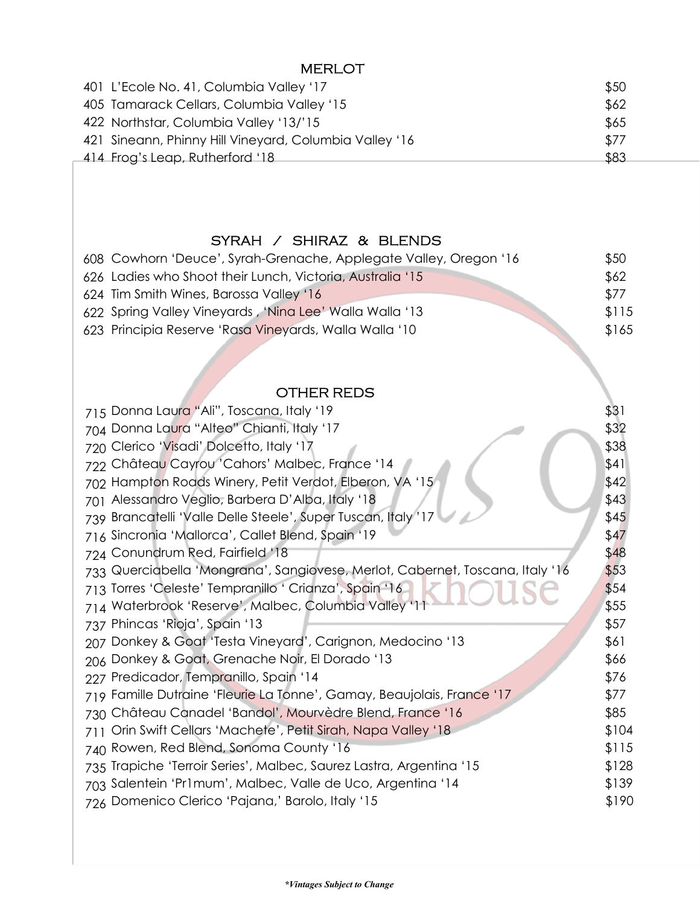## MERLOT

| | | |
|---|---|---|
| 401 | L'Ecole No. 41, Columbia Valley '17 | $50 |
| 405 | Tamarack Cellars, Columbia Valley '15 | $62 |
| 422 | Northstar, Columbia Valley '13/'15 | $65 |
| 421 | Sineann, Phinny Hill Vineyard, Columbia Valley '16 | $77 |
| 414 | Frog's Leap, Rutherford '18 | $83 |

## SYRAH / SHIRAZ & BLENDS

| | | |
|---|---|---|
| 608 | Cowhorn 'Deuce', Syrah-Grenache, Applegate Valley, Oregon '16 | $50 |
| 626 | Ladies who Shoot their Lunch, Victoria, Australia '15 | $62 |
| 624 | Tim Smith Wines, Barossa Valley '16 | $77 |
| 622 | Spring Valley Vineyards , 'Nina Lee' Walla Walla '13 | $115 |
| 623 | Principia Reserve 'Rasa Vineyards, Walla Walla '10 | $165 |

## OTHER REDS

| | | |
|---|---|---|
| 715 | Donna Laura "Ali", Toscana, Italy '19 | $31 |
| 704 | Donna Laura "Alteo" Chianti, Italy '17 | $32 |
| 720 | Clerico 'Visadi' Dolcetto, Italy '17 | $38 |
| 722 | Château Cayrou 'Cahors' Malbec, France '14 | $41 |
| 702 | Hampton Roads Winery, Petit Verdot, Elberon, VA '15 | $42 |
| 701 | Alessandro Veglio, Barbera D'Alba, Italy '18 | $43 |
| 739 | Brancatelli 'Valle Delle Steele', Super Tuscan, Italy '17 | $45 |
| 716 | Sincronia 'Mallorca', Callet Blend, Spain '19 | $47 |
| 724 | Conundrum Red, Fairfield '18 | $48 |
| 733 | Querciabella 'Mongrana', Sangiovese, Merlot, Cabernet, Toscana, Italy '16 | $53 |
| 713 | Torres 'Celeste' Tempranillo ' Crianza', Spain '16 | $54 |
| 714 | Waterbrook 'Reserve', Malbec, Columbia Valley '11 | $55 |
| 737 | Phincas 'Rioja', Spain '13 | $57 |
| 207 | Donkey & Goat 'Testa Vineyard', Carignon, Medocino '13 | $61 |
| 206 | Donkey & Goat, Grenache Noir, El Dorado '13 | $66 |
| 227 | Predicador, Tempranillo, Spain '14 | $76 |
| 719 | Famille Dutraine 'Fleurie La Tonne', Gamay, Beaujolais, France '17 | $77 |
| 730 | Château Canadel 'Bandol', Mourvèdre Blend, France '16 | $85 |
| 711 | Orin Swift Cellars 'Machete', Petit Sirah, Napa Valley '18 | $104 |
| 740 | Rowen, Red Blend, Sonoma County '16 | $115 |
| 735 | Trapiche 'Terroir Series', Malbec, Saurez Lastra, Argentina '15 | $128 |
| 703 | Salentein 'Pr1mum', Malbec, Valle de Uco, Argentina '14 | $139 |
| 726 | Domenico Clerico 'Pajana,' Barolo, Italy '15 | $190 |

***Vintages Subject to Change***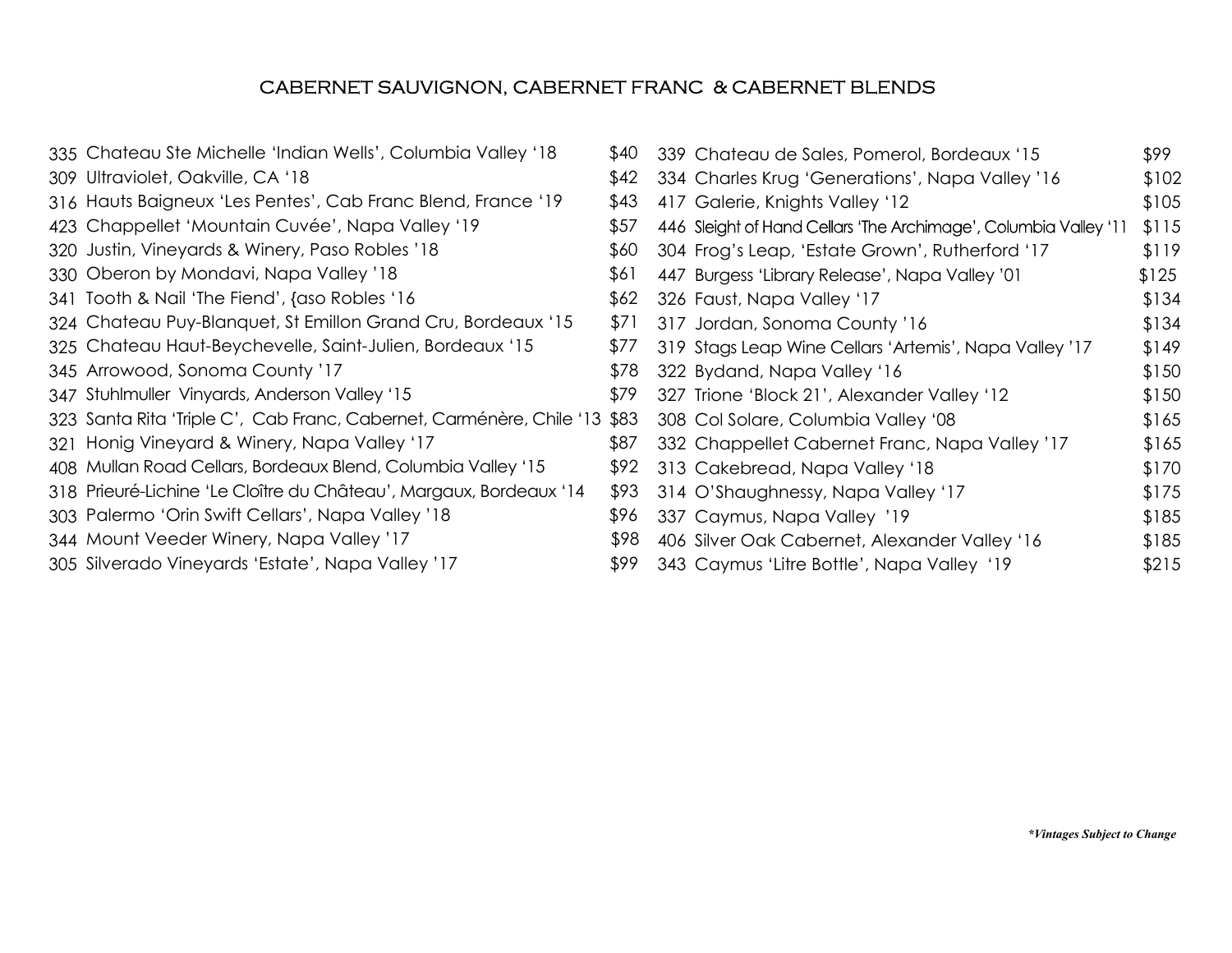## CABERNET SAUVIGNON, CABERNET FRANC & CABERNET BLENDS

| No. | Wine | Price |
|---|---|---|
| 335 | Chateau Ste Michelle 'Indian Wells', Columbia Valley '18 | $40 |
| 309 | Ultraviolet, Oakville, CA '18 | $42 |
| 316 | Hauts Baigneux 'Les Pentes', Cab Franc Blend, France '19 | $43 |
| 423 | Chappellet 'Mountain Cuvée', Napa Valley '19 | $57 |
| 320 | Justin, Vineyards & Winery, Paso Robles '18 | $60 |
| 330 | Oberon by Mondavi, Napa Valley '18 | $61 |
| 341 | Tooth & Nail 'The Fiend', {aso Robles '16 | $62 |
| 324 | Chateau Puy-Blanquet, St Emillon Grand Cru, Bordeaux '15 | $71 |
| 325 | Chateau Haut-Beychevelle, Saint-Julien, Bordeaux '15 | $77 |
| 345 | Arrowood, Sonoma County '17 | $78 |
| 347 | Stuhlmuller Vinyards, Anderson Valley '15 | $79 |
| 323 | Santa Rita 'Triple C', Cab Franc, Cabernet, Carménère, Chile '13 | $83 |
| 321 | Honig Vineyard & Winery, Napa Valley '17 | $87 |
| 408 | Mullan Road Cellars, Bordeaux Blend, Columbia Valley '15 | $92 |
| 318 | Prieuré-Lichine 'Le Cloître du Château', Margaux, Bordeaux '14 | $93 |
| 303 | Palermo 'Orin Swift Cellars', Napa Valley '18 | $96 |
| 344 | Mount Veeder Winery, Napa Valley '17 | $98 |
| 305 | Silverado Vineyards 'Estate', Napa Valley '17 | $99 |
| 339 | Chateau de Sales, Pomerol, Bordeaux '15 | $99 |
| 334 | Charles Krug 'Generations', Napa Valley '16 | $102 |
| 417 | Galerie, Knights Valley '12 | $105 |
| 446 | Sleight of Hand Cellars 'The Archimage', Columbia Valley '11 | $115 |
| 304 | Frog's Leap, 'Estate Grown', Rutherford '17 | $119 |
| 447 | Burgess 'Library Release', Napa Valley '01 | $125 |
| 326 | Faust, Napa Valley '17 | $134 |
| 317 | Jordan, Sonoma County '16 | $134 |
| 319 | Stags Leap Wine Cellars 'Artemis', Napa Valley '17 | $149 |
| 322 | Bydand, Napa Valley '16 | $150 |
| 327 | Trione 'Block 21', Alexander Valley '12 | $150 |
| 308 | Col Solare, Columbia Valley '08 | $165 |
| 332 | Chappellet Cabernet Franc, Napa Valley '17 | $165 |
| 313 | Cakebread, Napa Valley '18 | $170 |
| 314 | O'Shaughnessy, Napa Valley '17 | $175 |
| 337 | Caymus, Napa Valley '19 | $185 |
| 406 | Silver Oak Cabernet, Alexander Valley '16 | $185 |
| 343 | Caymus 'Litre Bottle', Napa Valley '19 | $215 |

***Vintages Subject to Change***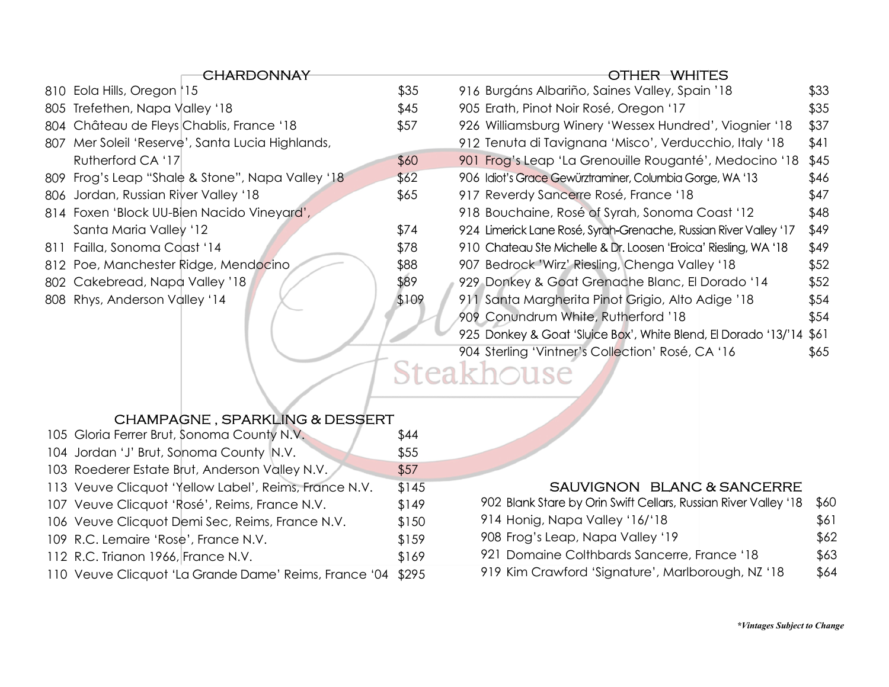## CHARDONNAY

| | | |
|---|---|---|
| 810 | Eola Hills, Oregon '15 | $35 |
| 805 | Trefethen, Napa Valley '18 | $45 |
| 804 | Château de Fleys Chablis, France '18 | $57 |
| 807 | Mer Soleil 'Reserve', Santa Lucia Highlands, Rutherford CA '17 | $60 |
| 809 | Frog's Leap "Shale & Stone", Napa Valley '18 | $62 |
| 806 | Jordan, Russian River Valley '18 | $65 |
| 814 | Foxen 'Block UU-Bien Nacido Vineyard', Santa Maria Valley '12 | $74 |
| 811 | Failla, Sonoma Coast '14 | $78 |
| 812 | Poe, Manchester Ridge, Mendocino | $88 |
| 802 | Cakebread, Napa Valley '18 | $89 |
| 808 | Rhys, Anderson Valley '14 | $109 |

## OTHER WHITES

| | | |
|---|---|---|
| 916 | Burgáns Albariño, Saines Valley, Spain '18 | $33 |
| 905 | Erath, Pinot Noir Rosé, Oregon '17 | $35 |
| 926 | Williamsburg Winery 'Wessex Hundred', Viognier '18 | $37 |
| 912 | Tenuta di Tavignana 'Misco', Verducchio, Italy '18 | $41 |
| 901 | Frog's Leap 'La Grenouille Rouganté', Medocino '18 | $45 |
| 906 | Idiot's Grace Gewürztraminer, Columbia Gorge, WA '13 | $46 |
| 917 | Reverdy Sancerre Rosé, France '18 | $47 |
| 918 | Bouchaine, Rosé of Syrah, Sonoma Coast '12 | $48 |
| 924 | Limerick Lane Rosé, Syrah-Grenache, Russian River Valley '17 | $49 |
| 910 | Chateau Ste Michelle & Dr. Loosen 'Eroica' Riesling, WA '18 | $49 |
| 907 | Bedrock 'Wirz' Riesling, Chenga Valley '18 | $52 |
| 929 | Donkey & Goat Grenache Blanc, El Dorado '14 | $52 |
| 911 | Santa Margherita Pinot Grigio, Alto Adige '18 | $54 |
| 909 | Conundrum White, Rutherford '18 | $54 |
| 925 | Donkey & Goat 'Sluice Box', White Blend, El Dorado '13/'14 | $61 |
| 904 | Sterling 'Vintner's Collection' Rosé, CA '16 | $65 |

## CHAMPAGNE , SPARKLING & DESSERT

| | | |
|---|---|---|
| 105 | Gloria Ferrer Brut, Sonoma County N.V. | $44 |
| 104 | Jordan 'J' Brut, Sonoma County N.V. | $55 |
| 103 | Roederer Estate Brut, Anderson Valley N.V. | $57 |
| 113 | Veuve Clicquot 'Yellow Label', Reims, France N.V. | $145 |
| 107 | Veuve Clicquot 'Rosé', Reims, France N.V. | $149 |
| 106 | Veuve Clicquot Demi Sec, Reims, France N.V. | $150 |
| 109 | R.C. Lemaire 'Rose', France N.V. | $159 |
| 112 | R.C. Trianon 1966, France N.V. | $169 |
| 110 | Veuve Clicquot 'La Grande Dame' Reims, France '04 | $295 |

## SAUVIGNON BLANC & SANCERRE

| | | |
|---|---|---|
| 902 | Blank Stare by Orin Swift Cellars, Russian River Valley '18 | $60 |
| 914 | Honig, Napa Valley '16/'18 | $61 |
| 908 | Frog's Leap, Napa Valley '19 | $62 |
| 921 | Domaine Colthbards Sancerre, France '18 | $63 |
| 919 | Kim Crawford 'Signature', Marlborough, NZ '18 | $64 |

***Vintages Subject to Change**